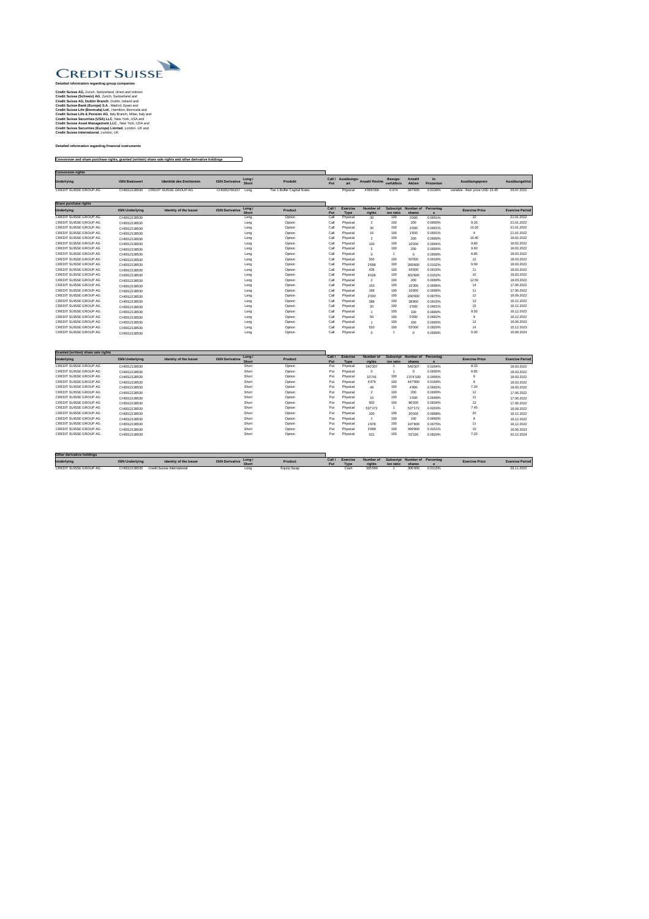# CREDIT SUISSE

**Detailed information regarding group companies**

**Credit Suisse AG**, Zurich, Switzerland, direct and indirect
**Credit Suisse (Schweiz) AG**, Zurich, Switzerland and
**Credit Suisse AG, Dublin Branch**, Dublin, Ireland and
**Credit Suisse Bank (Europe) S.A.**, Madrid, Spain and
**Credit Suisse Life (Bermuda) Ltd.**, Hamilton, Bermuda and
**Credit Suisse Life & Pension AG**, Italy Branch, Milan, Italy and
**Credit Suisse Securities (USA) LLC**, New York, USA and
**Credit Suisse Asset Management LLC.**, New York, USA and
**Credit Suisse Securities (Europe) Limited**, London, UK and
**Credit Suisse International**, London, UK.

**Detailed information regarding financial instruments**

**Conversion and share purchase rights, granted (written) share sale rights and other derivative holdings**

**Conversion rights**

| Underlying | ISIN Basiswert | Identität des Emittenten | ISIN Derivative | Long / Short | Produkt | Call / Put | Ausübungs-art | Anzahl Rechte | Bezugs-verhältnis | Anzahl Aktien | In Prozenten | Ausübungspreis | Ausübungsfrist |
|---|---|---|---|---|---|---|---|---|---|---|---|---|---|
| CREDIT SUISSE GROUP AG | CH0012138530 | CREDIT SUISSE GROUP AG | CH0352765157 | Long | Tier 1 Buffer Capital Notes | | Physical | 4'959'000 | 0.074 | 367'605 | 0.0139% | variable - floor price USD 13.45 | 29.07.2022 |

**Share purchase rights**

| Underlying | ISIN Underlying | Identity of the Issuer | ISIN Derivative | Long / Short | Product | Call / Put | Exercise Type | Number of rights | Subscription ratio | Number of shares | Percentage | Exercise Price | Exercise Period |
|---|---|---|---|---|---|---|---|---|---|---|---|---|---|
| CREDIT SUISSE GROUP AG | CH0012138530 | | | Long | Option | Call | Physical | 30 | 100 | 3'000 | 0.0001% | 10 | 21.01.2022 |
| CREDIT SUISSE GROUP AG | CH0012138530 | | | Long | Option | Call | Physical | 2 | 100 | 200 | 0.0000% | 9.20 | 21.01.2022 |
| CREDIT SUISSE GROUP AG | CH0012138530 | | | Long | Option | Call | Physical | 30 | 100 | 3'000 | 0.0001% | 10.20 | 21.01.2022 |
| CREDIT SUISSE GROUP AG | CH0012138530 | | | Long | Option | Call | Physical | 16 | 100 | 1'600 | 0.0001% | 9 | 21.01.2022 |
| CREDIT SUISSE GROUP AG | CH0012138530 | | | Long | Option | Call | Physical | 2 | 100 | 200 | 0.0000% | 10.40 | 18.02.2022 |
| CREDIT SUISSE GROUP AG | CH0012138530 | | | Long | Option | Call | Physical | 100 | 100 | 10'000 | 0.0004% | 9.80 | 18.02.2022 |
| CREDIT SUISSE GROUP AG | CH0012138530 | | | Long | Option | Call | Physical | 2 | 100 | 200 | 0.0000% | 9.60 | 18.02.2022 |
| CREDIT SUISSE GROUP AG | CH0012138530 | | | Long | Option | Call | Physical | 0 | 1 | 0 | 0.0000% | 8.85 | 18.03.2022 |
| CREDIT SUISSE GROUP AG | CH0012138530 | | | Long | Option | Call | Physical | 500 | 100 | 50'000 | 0.0019% | 12 | 18.03.2022 |
| CREDIT SUISSE GROUP AG | CH0012138530 | | | Long | Option | Call | Physical | 2'698 | 100 | 269'800 | 0.0102% | 9.00 | 18.03.2022 |
| CREDIT SUISSE GROUP AG | CH0012138530 | | | Long | Option | Call | Physical | 436 | 100 | 43'600 | 0.0016% | 11 | 18.03.2022 |
| CREDIT SUISSE GROUP AG | CH0012138530 | | | Long | Option | Call | Physical | 4'028 | 100 | 402'800 | 0.0152% | 10 | 18.03.2022 |
| CREDIT SUISSE GROUP AG | CH0012138530 | | | Long | Option | Call | Physical | 2 | 100 | 200 | 0.0000% | 12.50 | 18.03.2022 |
| CREDIT SUISSE GROUP AG | CH0012138530 | | | Long | Option | Call | Physical | 153 | 100 | 15'300 | 0.0006% | 14 | 17.06.2022 |
| CREDIT SUISSE GROUP AG | CH0012138530 | | | Long | Option | Call | Physical | 168 | 100 | 16'800 | 0.0006% | 11 | 17.06.2022 |
| CREDIT SUISSE GROUP AG | CH0012138530 | | | Long | Option | Call | Physical | 2'000 | 100 | 200'000 | 0.0075% | 12 | 16.09.2022 |
| CREDIT SUISSE GROUP AG | CH0012138530 | | | Long | Option | Call | Physical | 388 | 100 | 38'800 | 0.0015% | 13 | 16.12.2022 |
| CREDIT SUISSE GROUP AG | CH0012138530 | | | Long | Option | Call | Physical | 20 | 100 | 2'000 | 0.0001% | 15 | 16.12.2022 |
| CREDIT SUISSE GROUP AG | CH0012138530 | | | Long | Option | Call | Physical | 1 | 100 | 100 | 0.0000% | 9.50 | 16.12.2022 |
| CREDIT SUISSE GROUP AG | CH0012138530 | | | Long | Option | Call | Physical | 50 | 100 | 5'000 | 0.0002% | 9 | 16.12.2022 |
| CREDIT SUISSE GROUP AG | CH0012138530 | | | Long | Option | Call | Physical | 1 | 100 | 100 | 0.0000% | 12 | 16.06.2023 |
| CREDIT SUISSE GROUP AG | CH0012138530 | | | Long | Option | Call | Physical | 520 | 100 | 52'000 | 0.0020% | 14 | 15.12.2023 |
| CREDIT SUISSE GROUP AG | CH0012138530 | | | Long | Option | Call | Physical | 0 | 1 | 0 | 0.0000% | 0.00 | 16.06.2024 |

**Granted (written) share sale rights**

| Underlying | ISIN Underlying | Identity of the Issuer | ISIN Derivative | Long / Short | Product | Call / Put | Exercise Type | Number of rights | Subscription ratio | Number of shares | Percentage | Exercise Price | Exercise Period |
|---|---|---|---|---|---|---|---|---|---|---|---|---|---|
| CREDIT SUISSE GROUP AG | CH0012138530 | | | Short | Option | Put | Physical | 540'307 | 1 | 540'307 | 0.0204% | 8.33 | 18.03.2022 |
| CREDIT SUISSE GROUP AG | CH0012138530 | | | Short | Option | Put | Physical | 0 | 1 | 0 | 0.0000% | 8.85 | 18.03.2022 |
| CREDIT SUISSE GROUP AG | CH0012138530 | | | Short | Option | Put | Physical | 10'741 | 100 | 1'074'100 | 0.0405% | 9 | 18.03.2022 |
| CREDIT SUISSE GROUP AG | CH0012138530 | | | Short | Option | Put | Physical | 4'479 | 100 | 447'900 | 0.0169% | 8 | 18.03.2022 |
| CREDIT SUISSE GROUP AG | CH0012138530 | | | Short | Option | Put | Physical | 49 | 100 | 4'900 | 0.0002% | 7.20 | 18.03.2022 |
| CREDIT SUISSE GROUP AG | CH0012138530 | | | Short | Option | Put | Physical | 2 | 100 | 200 | 0.0000% | 12 | 17.06.2022 |
| CREDIT SUISSE GROUP AG | CH0012138530 | | | Short | Option | Put | Physical | 10 | 100 | 1'000 | 0.0000% | 11 | 17.06.2022 |
| CREDIT SUISSE GROUP AG | CH0012138530 | | | Short | Option | Put | Physical | 902 | 100 | 90'200 | 0.0034% | 13 | 17.06.2022 |
| CREDIT SUISSE GROUP AG | CH0012138530 | | | Short | Option | Put | Physical | 537'172 | 1 | 537'172 | 0.0203% | 7.45 | 16.09.2022 |
| CREDIT SUISSE GROUP AG | CH0012138530 | | | Short | Option | Put | Physical | 200 | 100 | 20'000 | 0.0008% | 20 | 16.12.2022 |
| CREDIT SUISSE GROUP AG | CH0012138530 | | | Short | Option | Put | Physical | 1 | 100 | 100 | 0.0000% | 8 | 16.12.2022 |
| CREDIT SUISSE GROUP AG | CH0012138530 | | | Short | Option | Put | Physical | 1'978 | 100 | 197'800 | 0.0075% | 11 | 16.12.2022 |
| CREDIT SUISSE GROUP AG | CH0012138530 | | | Short | Option | Put | Physical | 3'999 | 100 | 399'900 | 0.0151% | 10 | 16.06.2023 |
| CREDIT SUISSE GROUP AG | CH0012138530 | | | Short | Option | Put | Physical | 531 | 100 | 53'100 | 0.0020% | 7.20 | 20.12.2024 |

**Other derivative holdings**

| Underlying | ISIN Underlying | Identity of the Issuer | ISIN Derivative | Long / Short | Product | Call / Put | Exercise Type | Number of rights | Subscription ratio | Number of shares | Percentage | Exercise Price | Exercise Period |
|---|---|---|---|---|---|---|---|---|---|---|---|---|---|
| CREDIT SUISSE GROUP AG | CH0012138530 | Credit Suisse International | | Long | Equity Swap | | Cash | 305'000 | 1 | 305'000 | 0.0115% | | 03.11.2022 |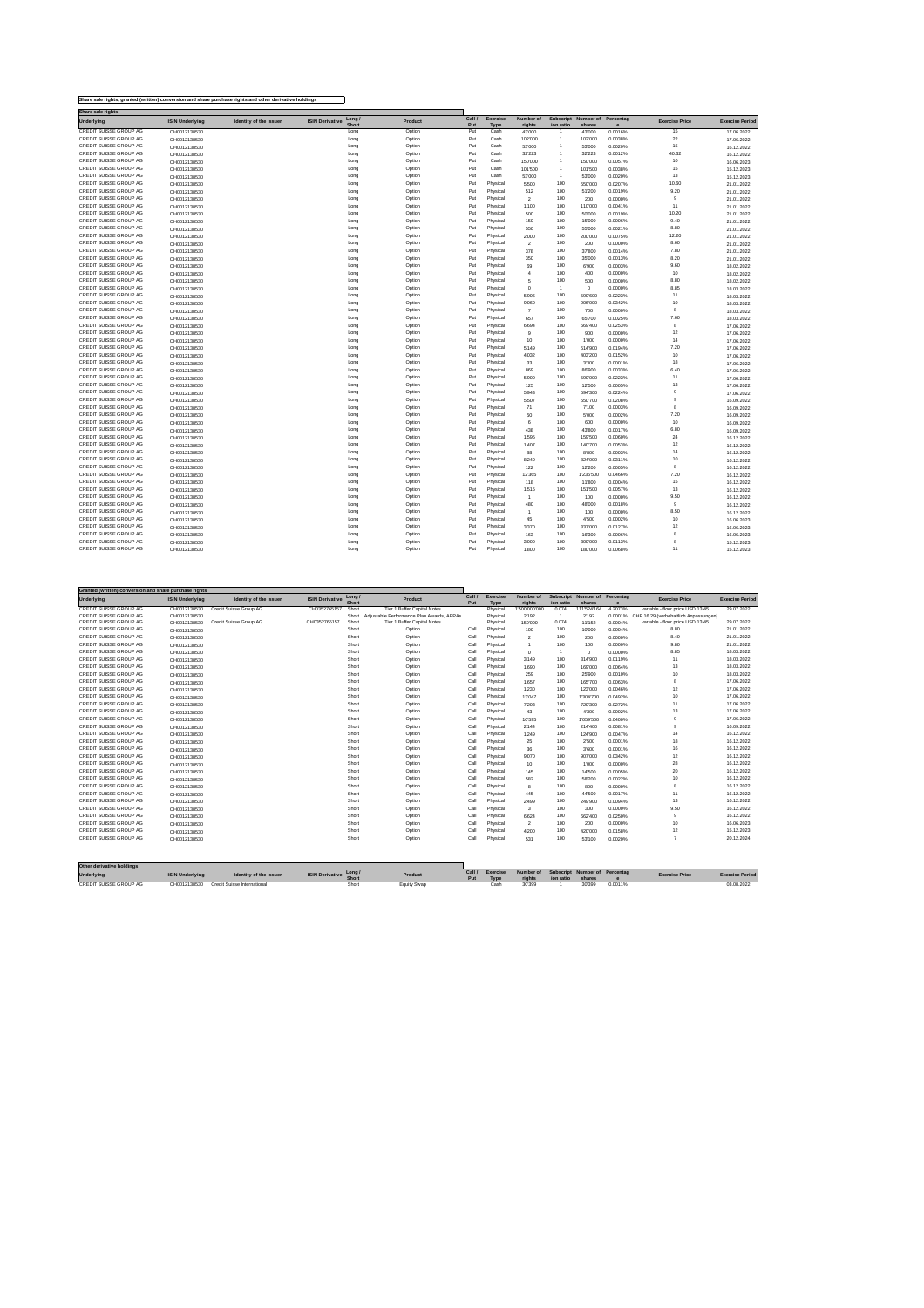**Share sale rights, granted (written) conversion and share purchase rights and other derivative holdings**

**Share sale rights**

| Underlying | ISIN Underlying | Identity of the Issuer | ISIN Derivative | Long / Short | Product | Call / Put | Exercise Type | Number of rights | Subscription ratio | Number of shares | Percentage | Exercise Price | Exercise Period |
|---|---|---|---|---|---|---|---|---|---|---|---|---|---|
| CREDIT SUISSE GROUP AG | CH0012138530 | | | Long | Option | Put | Cash | 43'000 | 1 | 43'000 | 0.0016% | 15 | 17.06.2022 |
| CREDIT SUISSE GROUP AG | CH0012138530 | | | Long | Option | Put | Cash | 102'000 | 1 | 102'000 | 0.0038% | 22 | 17.06.2022 |
| CREDIT SUISSE GROUP AG | CH0012138530 | | | Long | Option | Put | Cash | 53'000 | 1 | 53'000 | 0.0020% | 15 | 16.12.2022 |
| CREDIT SUISSE GROUP AG | CH0012138530 | | | Long | Option | Put | Cash | 32'223 | 1 | 32'223 | 0.0012% | 40.32 | 16.12.2022 |
| CREDIT SUISSE GROUP AG | CH0012138530 | | | Long | Option | Put | Cash | 150'000 | 1 | 150'000 | 0.0057% | 10 | 16.06.2023 |
| CREDIT SUISSE GROUP AG | CH0012138530 | | | Long | Option | Put | Cash | 101'500 | 1 | 101'500 | 0.0038% | 15 | 15.12.2023 |
| CREDIT SUISSE GROUP AG | CH0012138530 | | | Long | Option | Put | Cash | 53'000 | 1 | 53'000 | 0.0020% | 13 | 15.12.2023 |
| CREDIT SUISSE GROUP AG | CH0012138530 | | | Long | Option | Put | Physical | 5'500 | 100 | 550'000 | 0.0207% | 10.60 | 21.01.2022 |
| CREDIT SUISSE GROUP AG | CH0012138530 | | | Long | Option | Put | Physical | 512 | 100 | 51'200 | 0.0019% | 9.20 | 21.01.2022 |
| CREDIT SUISSE GROUP AG | CH0012138530 | | | Long | Option | Put | Physical | 2 | 100 | 200 | 0.0000% | 9 | 21.01.2022 |
| CREDIT SUISSE GROUP AG | CH0012138530 | | | Long | Option | Put | Physical | 1'100 | 100 | 110'000 | 0.0041% | 11 | 21.01.2022 |
| CREDIT SUISSE GROUP AG | CH0012138530 | | | Long | Option | Put | Physical | 500 | 100 | 50'000 | 0.0019% | 10.20 | 21.01.2022 |
| CREDIT SUISSE GROUP AG | CH0012138530 | | | Long | Option | Put | Physical | 150 | 100 | 15'000 | 0.0006% | 9.40 | 21.01.2022 |
| CREDIT SUISSE GROUP AG | CH0012138530 | | | Long | Option | Put | Physical | 550 | 100 | 55'000 | 0.0021% | 8.80 | 21.01.2022 |
| CREDIT SUISSE GROUP AG | CH0012138530 | | | Long | Option | Put | Physical | 2'000 | 100 | 200'000 | 0.0075% | 12.20 | 21.01.2022 |
| CREDIT SUISSE GROUP AG | CH0012138530 | | | Long | Option | Put | Physical | 2 | 100 | 200 | 0.0000% | 8.60 | 21.01.2022 |
| CREDIT SUISSE GROUP AG | CH0012138530 | | | Long | Option | Put | Physical | 378 | 100 | 37'800 | 0.0014% | 7.80 | 21.01.2022 |
| CREDIT SUISSE GROUP AG | CH0012138530 | | | Long | Option | Put | Physical | 350 | 100 | 35'000 | 0.0013% | 8.20 | 21.01.2022 |
| CREDIT SUISSE GROUP AG | CH0012138530 | | | Long | Option | Put | Physical | 69 | 100 | 6'900 | 0.0003% | 9.60 | 18.02.2022 |
| CREDIT SUISSE GROUP AG | CH0012138530 | | | Long | Option | Put | Physical | 4 | 100 | 400 | 0.0000% | 10 | 18.02.2022 |
| CREDIT SUISSE GROUP AG | CH0012138530 | | | Long | Option | Put | Physical | 5 | 100 | 500 | 0.0000% | 8.80 | 18.02.2022 |
| CREDIT SUISSE GROUP AG | CH0012138530 | | | Long | Option | Put | Physical | 0 | 1 | 0 | 0.0000% | 8.85 | 18.03.2022 |
| CREDIT SUISSE GROUP AG | CH0012138530 | | | Long | Option | Put | Physical | 5'906 | 100 | 590'600 | 0.0223% | 11 | 18.03.2022 |
| CREDIT SUISSE GROUP AG | CH0012138530 | | | Long | Option | Put | Physical | 9'060 | 100 | 906'000 | 0.0342% | 10 | 18.03.2022 |
| CREDIT SUISSE GROUP AG | CH0012138530 | | | Long | Option | Put | Physical | 7 | 100 | 700 | 0.0000% | 8 | 18.03.2022 |
| CREDIT SUISSE GROUP AG | CH0012138530 | | | Long | Option | Put | Physical | 657 | 100 | 65'700 | 0.0025% | 7.60 | 18.03.2022 |
| CREDIT SUISSE GROUP AG | CH0012138530 | | | Long | Option | Put | Physical | 6'694 | 100 | 669'400 | 0.0253% | 8 | 17.06.2022 |
| CREDIT SUISSE GROUP AG | CH0012138530 | | | Long | Option | Put | Physical | 9 | 100 | 900 | 0.0000% | 12 | 17.06.2022 |
| CREDIT SUISSE GROUP AG | CH0012138530 | | | Long | Option | Put | Physical | 10 | 100 | 1'000 | 0.0000% | 14 | 17.06.2022 |
| CREDIT SUISSE GROUP AG | CH0012138530 | | | Long | Option | Put | Physical | 5'149 | 100 | 514'900 | 0.0194% | 7.20 | 17.06.2022 |
| CREDIT SUISSE GROUP AG | CH0012138530 | | | Long | Option | Put | Physical | 4'032 | 100 | 403'200 | 0.0152% | 10 | 17.06.2022 |
| CREDIT SUISSE GROUP AG | CH0012138530 | | | Long | Option | Put | Physical | 33 | 100 | 3'300 | 0.0001% | 18 | 17.06.2022 |
| CREDIT SUISSE GROUP AG | CH0012138530 | | | Long | Option | Put | Physical | 869 | 100 | 86'900 | 0.0033% | 6.40 | 17.06.2022 |
| CREDIT SUISSE GROUP AG | CH0012138530 | | | Long | Option | Put | Physical | 5'900 | 100 | 590'000 | 0.0223% | 11 | 17.06.2022 |
| CREDIT SUISSE GROUP AG | CH0012138530 | | | Long | Option | Put | Physical | 125 | 100 | 12'500 | 0.0005% | 13 | 17.06.2022 |
| CREDIT SUISSE GROUP AG | CH0012138530 | | | Long | Option | Put | Physical | 5'943 | 100 | 594'300 | 0.0224% | 9 | 17.06.2022 |
| CREDIT SUISSE GROUP AG | CH0012138530 | | | Long | Option | Put | Physical | 5'507 | 100 | 550'700 | 0.0208% | 9 | 16.09.2022 |
| CREDIT SUISSE GROUP AG | CH0012138530 | | | Long | Option | Put | Physical | 71 | 100 | 7'100 | 0.0003% | 8 | 16.09.2022 |
| CREDIT SUISSE GROUP AG | CH0012138530 | | | Long | Option | Put | Physical | 50 | 100 | 5'000 | 0.0002% | 7.20 | 16.09.2022 |
| CREDIT SUISSE GROUP AG | CH0012138530 | | | Long | Option | Put | Physical | 6 | 100 | 600 | 0.0000% | 10 | 16.09.2022 |
| CREDIT SUISSE GROUP AG | CH0012138530 | | | Long | Option | Put | Physical | 438 | 100 | 43'800 | 0.0017% | 6.80 | 16.09.2022 |
| CREDIT SUISSE GROUP AG | CH0012138530 | | | Long | Option | Put | Physical | 1'595 | 100 | 159'500 | 0.0060% | 24 | 16.12.2022 |
| CREDIT SUISSE GROUP AG | CH0012138530 | | | Long | Option | Put | Physical | 1'407 | 100 | 140'700 | 0.0053% | 12 | 16.12.2022 |
| CREDIT SUISSE GROUP AG | CH0012138530 | | | Long | Option | Put | Physical | 88 | 100 | 8'800 | 0.0003% | 14 | 16.12.2022 |
| CREDIT SUISSE GROUP AG | CH0012138530 | | | Long | Option | Put | Physical | 8'240 | 100 | 824'000 | 0.0311% | 10 | 16.12.2022 |
| CREDIT SUISSE GROUP AG | CH0012138530 | | | Long | Option | Put | Physical | 122 | 100 | 12'200 | 0.0005% | 8 | 16.12.2022 |
| CREDIT SUISSE GROUP AG | CH0012138530 | | | Long | Option | Put | Physical | 12'365 | 100 | 1'236'500 | 0.0466% | 7.20 | 16.12.2022 |
| CREDIT SUISSE GROUP AG | CH0012138530 | | | Long | Option | Put | Physical | 118 | 100 | 11'800 | 0.0004% | 15 | 16.12.2022 |
| CREDIT SUISSE GROUP AG | CH0012138530 | | | Long | Option | Put | Physical | 1'515 | 100 | 151'500 | 0.0057% | 13 | 16.12.2022 |
| CREDIT SUISSE GROUP AG | CH0012138530 | | | Long | Option | Put | Physical | 1 | 100 | 100 | 0.0000% | 9.50 | 16.12.2022 |
| CREDIT SUISSE GROUP AG | CH0012138530 | | | Long | Option | Put | Physical | 480 | 100 | 48'000 | 0.0018% | 9 | 16.12.2022 |
| CREDIT SUISSE GROUP AG | CH0012138530 | | | Long | Option | Put | Physical | 1 | 100 | 100 | 0.0000% | 8.50 | 16.12.2022 |
| CREDIT SUISSE GROUP AG | CH0012138530 | | | Long | Option | Put | Physical | 45 | 100 | 4'500 | 0.0002% | 10 | 16.06.2023 |
| CREDIT SUISSE GROUP AG | CH0012138530 | | | Long | Option | Put | Physical | 3'370 | 100 | 337'000 | 0.0127% | 12 | 16.06.2023 |
| CREDIT SUISSE GROUP AG | CH0012138530 | | | Long | Option | Put | Physical | 163 | 100 | 16'300 | 0.0006% | 8 | 16.06.2023 |
| CREDIT SUISSE GROUP AG | CH0012138530 | | | Long | Option | Put | Physical | 3'000 | 100 | 300'000 | 0.0113% | 8 | 15.12.2023 |
| CREDIT SUISSE GROUP AG | CH0012138530 | | | Long | Option | Put | Physical | 1'800 | 100 | 180'000 | 0.0068% | 11 | 15.12.2023 |

**Granted (written) conversion and share purchase rights**

| Underlying | ISIN Underlying | Identity of the Issuer | ISIN Derivative | Long / Short | Product | Call / Put | Exercise Type | Number of rights | Subscription ratio | Number of shares | Percentage | Exercise Price | Exercise Period |
|---|---|---|---|---|---|---|---|---|---|---|---|---|---|
| CREDIT SUISSE GROUP AG | CH0012138530 | Credit Suisse Group AG | CH0352765157 | Short | Tier 1 Buffer Capital Notes | | Physical | 1'500'000'000 | 0.074 | 111'524'164 | 4.2073% | variable - floor price USD 13.45 | 29.07.2022 |
| CREDIT SUISSE GROUP AG | CH0012138530 | | | Short | Adjustable Performance Plan Awards, APPAs | | Physical | 2'192 | 1 | 2'192 | 0.0001% | CHF 16.29 (vorbehaltlich Anpassungen) | |
| CREDIT SUISSE GROUP AG | CH0012138530 | Credit Suisse Group AG | CH0352765157 | Short | Tier 1 Buffer Capital Notes | | Physical | 150'000 | 0.074 | 11'152 | 0.0004% | variable - floor price USD 13.45 | 29.07.2022 |
| CREDIT SUISSE GROUP AG | CH0012138530 | | | Short | Option | Call | Physical | 100 | 100 | 10'000 | 0.0004% | 8.80 | 21.01.2022 |
| CREDIT SUISSE GROUP AG | CH0012138530 | | | Short | Option | Call | Physical | 2 | 100 | 200 | 0.0000% | 8.40 | 21.01.2022 |
| CREDIT SUISSE GROUP AG | CH0012138530 | | | Short | Option | Call | Physical | 1 | 100 | 100 | 0.0000% | 9.80 | 21.01.2022 |
| CREDIT SUISSE GROUP AG | CH0012138530 | | | Short | Option | Call | Physical | 0 | 1 | 0 | 0.0000% | 8.85 | 18.03.2022 |
| CREDIT SUISSE GROUP AG | CH0012138530 | | | Short | Option | Call | Physical | 3'149 | 100 | 314'900 | 0.0119% | 11 | 18.03.2022 |
| CREDIT SUISSE GROUP AG | CH0012138530 | | | Short | Option | Call | Physical | 1'690 | 100 | 169'000 | 0.0064% | 13 | 18.03.2022 |
| CREDIT SUISSE GROUP AG | CH0012138530 | | | Short | Option | Call | Physical | 259 | 100 | 25'900 | 0.0010% | 10 | 18.03.2022 |
| CREDIT SUISSE GROUP AG | CH0012138530 | | | Short | Option | Call | Physical | 1'657 | 100 | 165'700 | 0.0063% | 8 | 17.06.2022 |
| CREDIT SUISSE GROUP AG | CH0012138530 | | | Short | Option | Call | Physical | 1'230 | 100 | 123'000 | 0.0046% | 12 | 17.06.2022 |
| CREDIT SUISSE GROUP AG | CH0012138530 | | | Short | Option | Call | Physical | 13'047 | 100 | 1'304'700 | 0.0492% | 10 | 17.06.2022 |
| CREDIT SUISSE GROUP AG | CH0012138530 | | | Short | Option | Call | Physical | 7'203 | 100 | 720'300 | 0.0272% | 11 | 17.06.2022 |
| CREDIT SUISSE GROUP AG | CH0012138530 | | | Short | Option | Call | Physical | 43 | 100 | 4'300 | 0.0002% | 13 | 17.06.2022 |
| CREDIT SUISSE GROUP AG | CH0012138530 | | | Short | Option | Call | Physical | 10'595 | 100 | 1'059'500 | 0.0400% | 9 | 17.06.2022 |
| CREDIT SUISSE GROUP AG | CH0012138530 | | | Short | Option | Call | Physical | 2'144 | 100 | 214'400 | 0.0081% | 9 | 16.09.2022 |
| CREDIT SUISSE GROUP AG | CH0012138530 | | | Short | Option | Call | Physical | 1'249 | 100 | 124'900 | 0.0047% | 14 | 16.12.2022 |
| CREDIT SUISSE GROUP AG | CH0012138530 | | | Short | Option | Call | Physical | 25 | 100 | 2'500 | 0.0001% | 18 | 16.12.2022 |
| CREDIT SUISSE GROUP AG | CH0012138530 | | | Short | Option | Call | Physical | 36 | 100 | 3'600 | 0.0001% | 16 | 16.12.2022 |
| CREDIT SUISSE GROUP AG | CH0012138530 | | | Short | Option | Call | Physical | 9'070 | 100 | 907'000 | 0.0342% | 12 | 16.12.2022 |
| CREDIT SUISSE GROUP AG | CH0012138530 | | | Short | Option | Call | Physical | 10 | 100 | 1'000 | 0.0000% | 28 | 16.12.2022 |
| CREDIT SUISSE GROUP AG | CH0012138530 | | | Short | Option | Call | Physical | 145 | 100 | 14'500 | 0.0005% | 20 | 16.12.2022 |
| CREDIT SUISSE GROUP AG | CH0012138530 | | | Short | Option | Call | Physical | 582 | 100 | 58'200 | 0.0022% | 10 | 16.12.2022 |
| CREDIT SUISSE GROUP AG | CH0012138530 | | | Short | Option | Call | Physical | 8 | 100 | 800 | 0.0000% | 8 | 16.12.2022 |
| CREDIT SUISSE GROUP AG | CH0012138530 | | | Short | Option | Call | Physical | 445 | 100 | 44'500 | 0.0017% | 11 | 16.12.2022 |
| CREDIT SUISSE GROUP AG | CH0012138530 | | | Short | Option | Call | Physical | 2'499 | 100 | 249'900 | 0.0094% | 13 | 16.12.2022 |
| CREDIT SUISSE GROUP AG | CH0012138530 | | | Short | Option | Call | Physical | 3 | 100 | 300 | 0.0000% | 9.50 | 16.12.2022 |
| CREDIT SUISSE GROUP AG | CH0012138530 | | | Short | Option | Call | Physical | 6'624 | 100 | 662'400 | 0.0250% | 9 | 16.12.2022 |
| CREDIT SUISSE GROUP AG | CH0012138530 | | | Short | Option | Call | Physical | 2 | 100 | 200 | 0.0000% | 10 | 16.06.2023 |
| CREDIT SUISSE GROUP AG | CH0012138530 | | | Short | Option | Call | Physical | 4'200 | 100 | 420'000 | 0.0158% | 12 | 15.12.2023 |
| CREDIT SUISSE GROUP AG | CH0012138530 | | | Short | Option | Call | Physical | 531 | 100 | 53'100 | 0.0020% | 7 | 20.12.2024 |

**Other derivative holdings**

| Underlying | ISIN Underlying | Identity of the Issuer | ISIN Derivative | Long / Short | Product | Call / Put | Exercise Type | Number of rights | Subscription ratio | Number of shares | Percentage | Exercise Price | Exercise Period |
|---|---|---|---|---|---|---|---|---|---|---|---|---|---|
| CREDIT SUISSE GROUP AG | CH0012138530 | Credit Suisse International | | Short | Equity Swap | | Cash | 30'399 | 1 | 30'399 | 0.0011% | | 03.08.2022 |